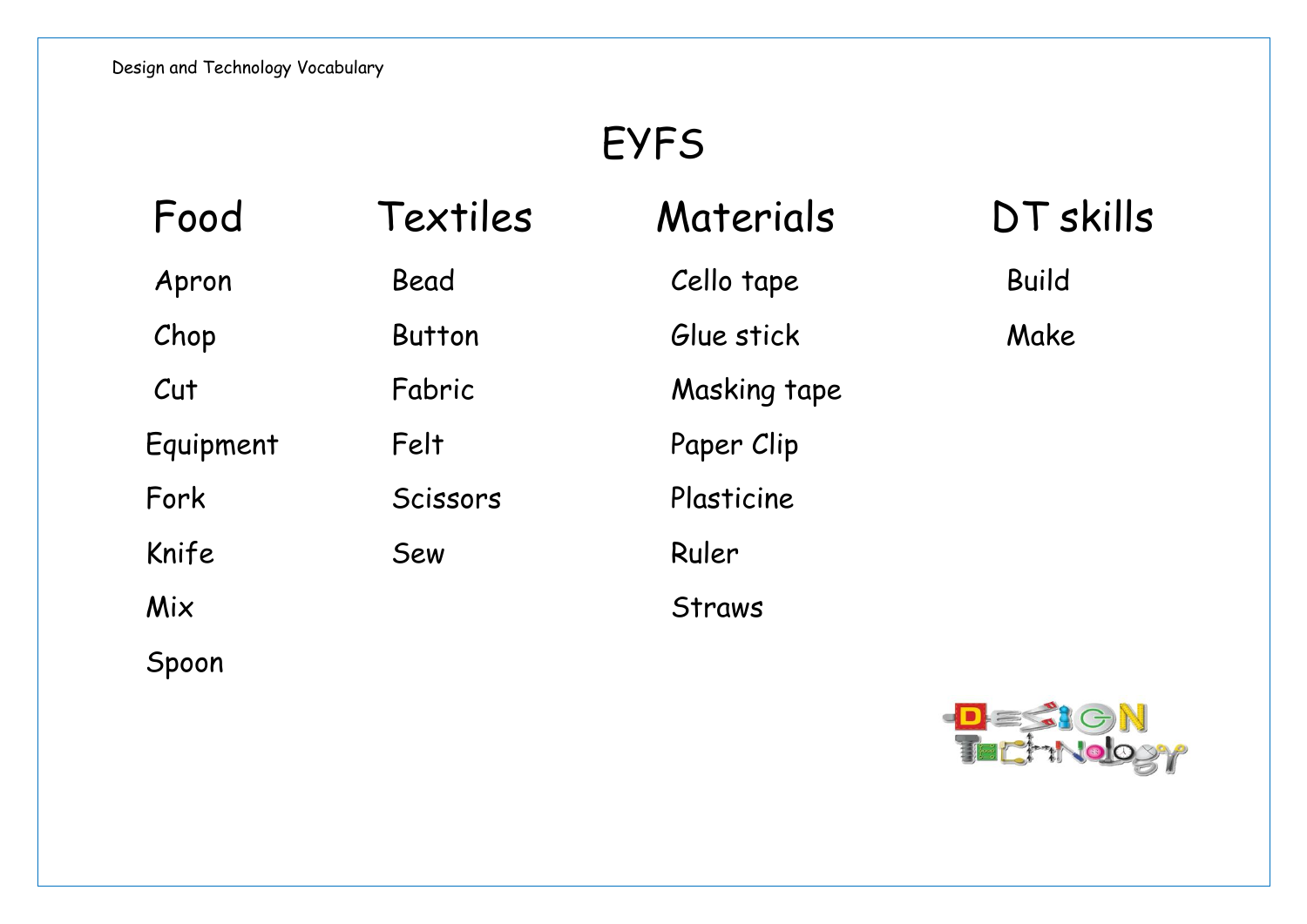Design and Technology Vocabulary

# EYFS

| Food | Textiles | Materials | DT skills |
| --- | --- | --- | --- |
| Apron | Bead | Cello tape | Build |
| Chop | Button | Glue stick | Make |
| Cut | Fabric | Masking tape | |
| Equipment | Felt | Paper Clip | |
| Fork | Scissors | Plasticine | |
| Knife | Sew | Ruler | |
| Mix | | Straws | |
| Spoon | | | |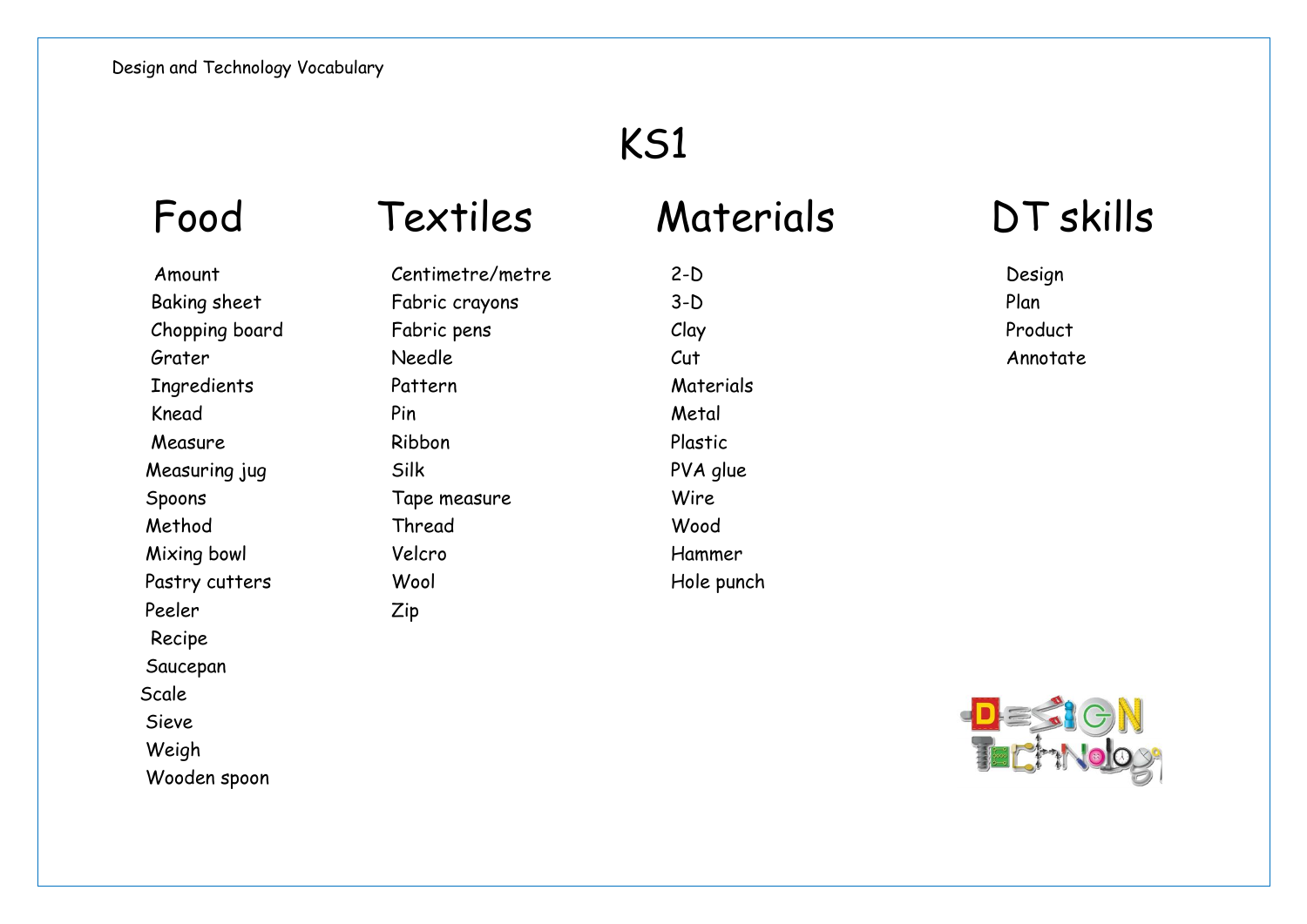Design and Technology Vocabulary

# KS1

## Food

- Amount
- Baking sheet
- Chopping board
- Grater
- Ingredients
- Knead
- Measure
- Measuring jug
- Spoons
- Method
- Mixing bowl
- Pastry cutters
- Peeler
- Recipe
- Saucepan
- Scale
- Sieve
- Weigh
- Wooden spoon

## Textiles

- Centimetre/metre
- Fabric crayons
- Fabric pens
- Needle
- Pattern
- Pin
- Ribbon
- Silk
- Tape measure
- Thread
- Velcro
- Wool
- Zip

## Materials

- 2-D
- 3-D
- Clay
- Cut
- Materials
- Metal
- Plastic
- PVA glue
- Wire
- Wood
- Hammer
- Hole punch

## DT skills

- Design
- Plan
- Product
- Annotate

DESIGN TECHNOLOGY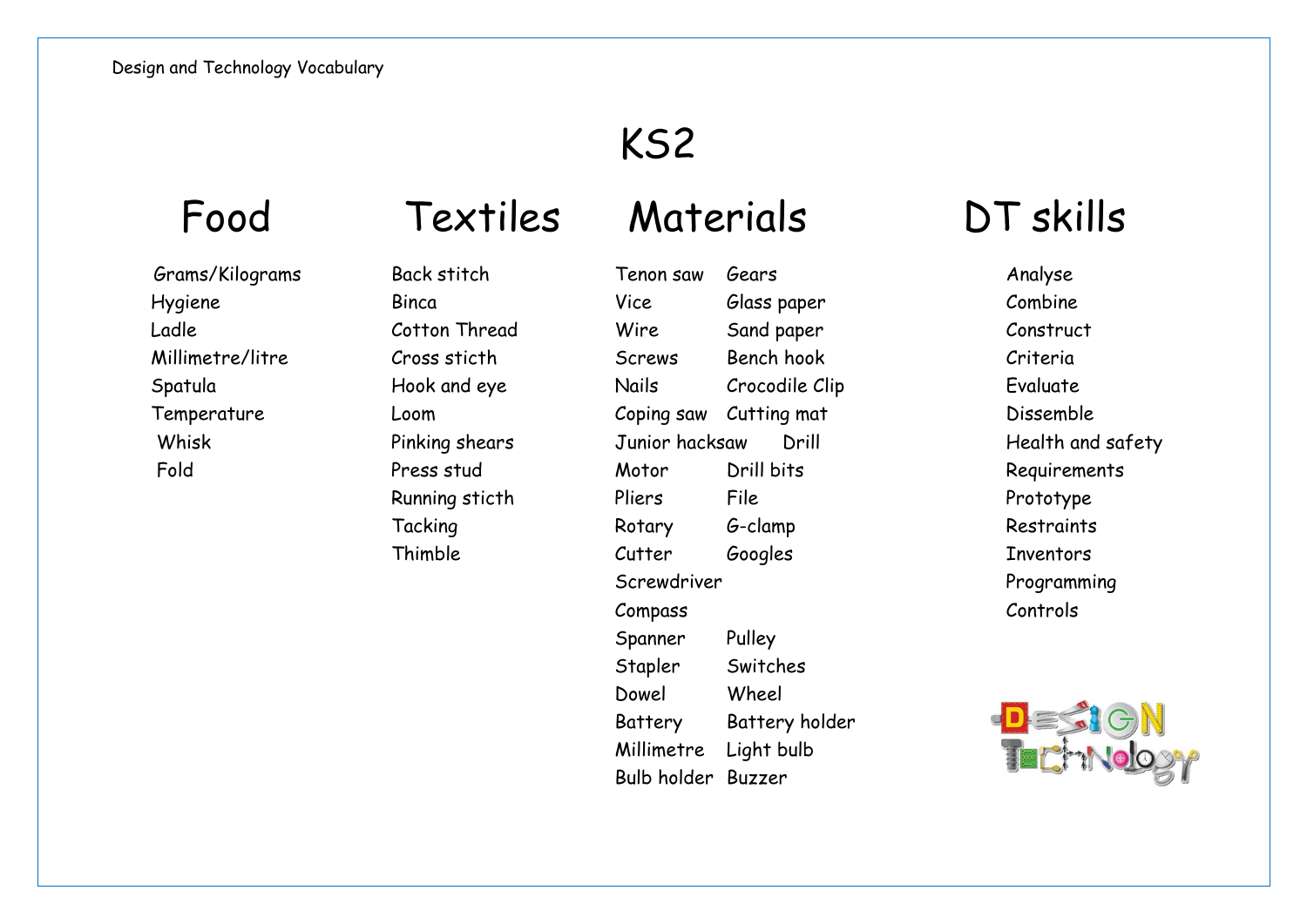Design and Technology Vocabulary

# KS2

## Food

- Grams/Kilograms
- Hygiene
- Ladle
- Millimetre/litre
- Spatula
- Temperature
- Whisk
- Fold

## Textiles

- Back stitch
- Binca
- Cotton Thread
- Cross sticth
- Hook and eye
- Loom
- Pinking shears
- Press stud
- Running sticth
- Tacking
- Thimble

## Materials

- Tenon saw
- Gears
- Vice
- Glass paper
- Wire
- Sand paper
- Screws
- Bench hook
- Nails
- Crocodile Clip
- Coping saw
- Cutting mat
- Junior hacksaw
- Drill
- Motor
- Drill bits
- Pliers
- File
- Rotary
- G-clamp
- Cutter
- Googles
- Screwdriver
- Compass
- Spanner
- Pulley
- Stapler
- Switches
- Dowel
- Wheel
- Battery
- Battery holder
- Millimetre
- Light bulb
- Bulb holder
- Buzzer

## DT skills

- Analyse
- Combine
- Construct
- Criteria
- Evaluate
- Dissemble
- Health and safety
- Requirements
- Prototype
- Restraints
- Inventors
- Programming
- Controls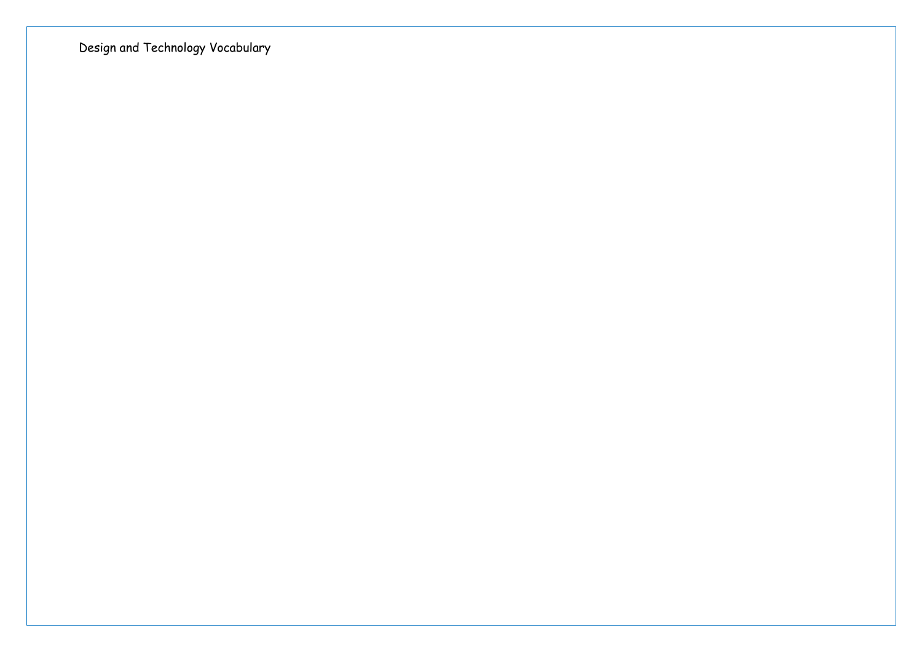Design and Technology Vocabulary